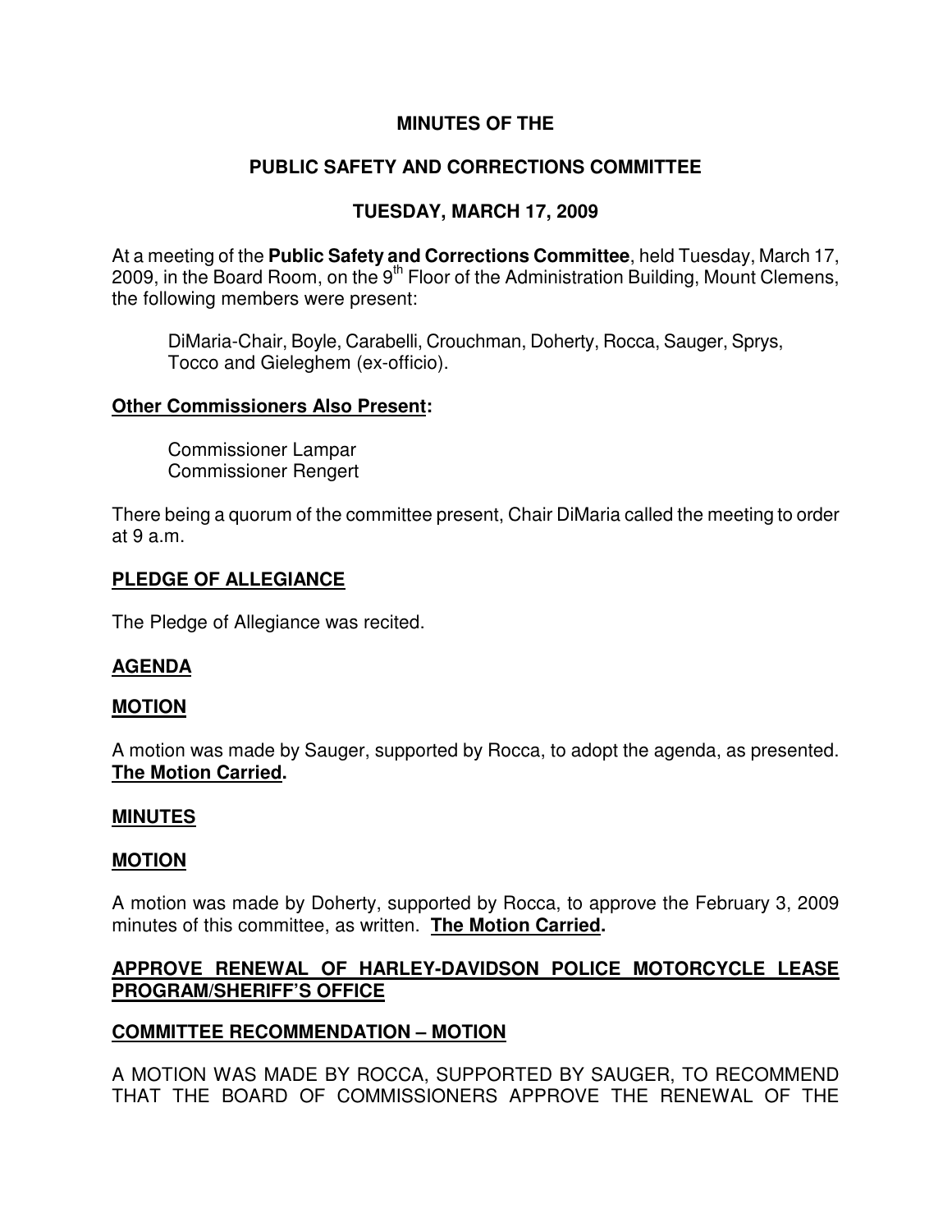# MINUTES OF THE

# PUBLIC SAFETY AND CORRECTIONS COMMITTEE

# TUESDAY, MARCH 17, 2009

At a meeting of the **Public Safety and Corrections Committee**, held Tuesday, March 17, 2009, in the Board Room, on the 9th Floor of the Administration Building, Mount Clemens, the following members were present:

DiMaria-Chair, Boyle, Carabelli, Crouchman, Doherty, Rocca, Sauger, Sprys, Tocco and Gieleghem (ex-officio).

**Other Commissioners Also Present:**

Commissioner Lampar
Commissioner Rengert

There being a quorum of the committee present, Chair DiMaria called the meeting to order at 9 a.m.

**PLEDGE OF ALLEGIANCE**

The Pledge of Allegiance was recited.

**AGENDA**

**MOTION**

A motion was made by Sauger, supported by Rocca, to adopt the agenda, as presented. **The Motion Carried.**

**MINUTES**

**MOTION**

A motion was made by Doherty, supported by Rocca, to approve the February 3, 2009 minutes of this committee, as written. **The Motion Carried.**

**APPROVE RENEWAL OF HARLEY-DAVIDSON POLICE MOTORCYCLE LEASE PROGRAM/SHERIFF'S OFFICE**

**COMMITTEE RECOMMENDATION – MOTION**

A MOTION WAS MADE BY ROCCA, SUPPORTED BY SAUGER, TO RECOMMEND THAT THE BOARD OF COMMISSIONERS APPROVE THE RENEWAL OF THE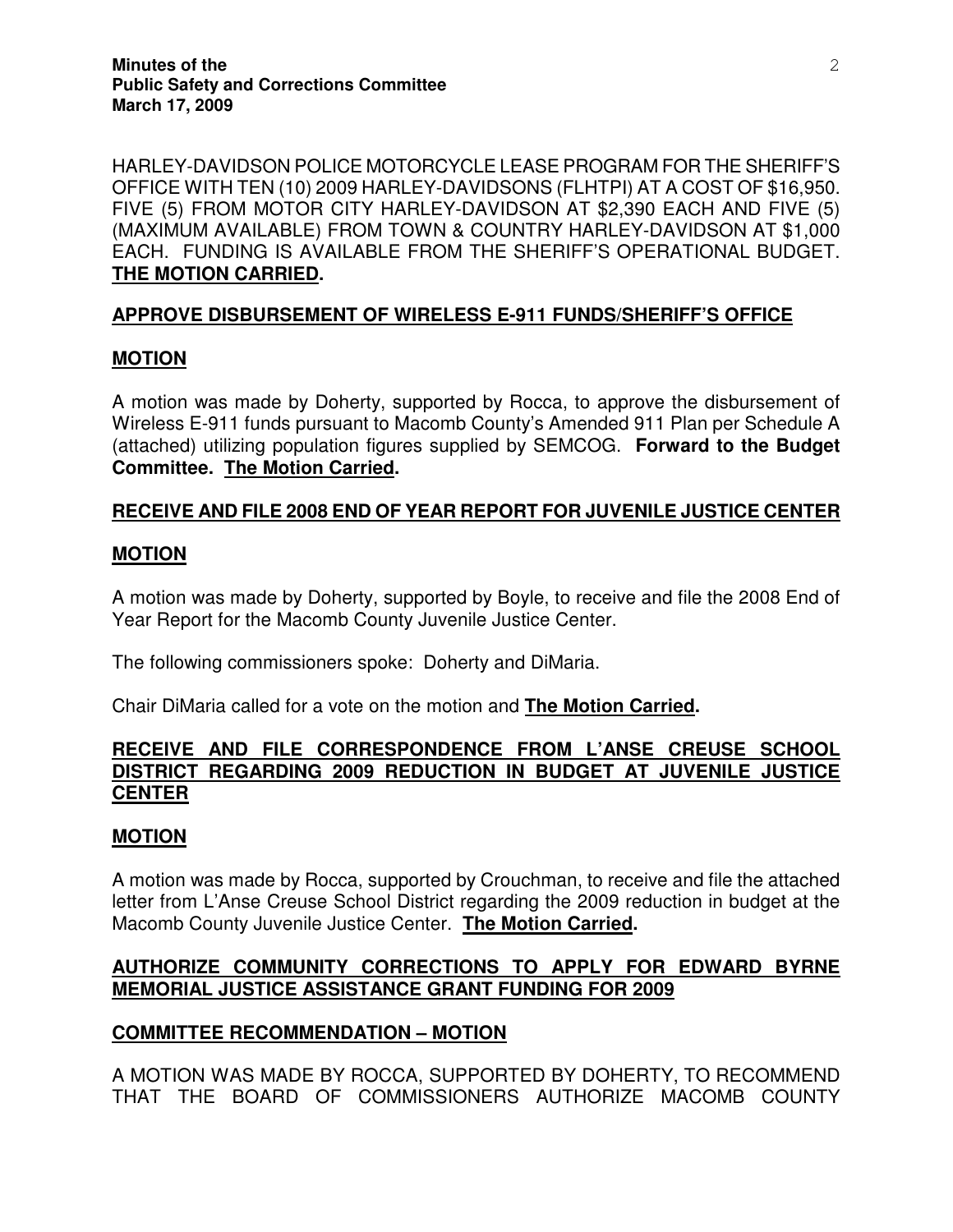HARLEY-DAVIDSON POLICE MOTORCYCLE LEASE PROGRAM FOR THE SHERIFF'S OFFICE WITH TEN (10) 2009 HARLEY-DAVIDSONS (FLHTPI) AT A COST OF $16,950. FIVE (5) FROM MOTOR CITY HARLEY-DAVIDSON AT $2,390 EACH AND FIVE (5) (MAXIMUM AVAILABLE) FROM TOWN & COUNTRY HARLEY-DAVIDSON AT $1,000 EACH. FUNDING IS AVAILABLE FROM THE SHERIFF'S OPERATIONAL BUDGET. **THE MOTION CARRIED.**

**APPROVE DISBURSEMENT OF WIRELESS E-911 FUNDS/SHERIFF'S OFFICE**

**MOTION**

A motion was made by Doherty, supported by Rocca, to approve the disbursement of Wireless E-911 funds pursuant to Macomb County's Amended 911 Plan per Schedule A (attached) utilizing population figures supplied by SEMCOG. **Forward to the Budget Committee. The Motion Carried.**

**RECEIVE AND FILE 2008 END OF YEAR REPORT FOR JUVENILE JUSTICE CENTER**

**MOTION**

A motion was made by Doherty, supported by Boyle, to receive and file the 2008 End of Year Report for the Macomb County Juvenile Justice Center.

The following commissioners spoke: Doherty and DiMaria.

Chair DiMaria called for a vote on the motion and **The Motion Carried.**

**RECEIVE AND FILE CORRESPONDENCE FROM L'ANSE CREUSE SCHOOL DISTRICT REGARDING 2009 REDUCTION IN BUDGET AT JUVENILE JUSTICE CENTER**

**MOTION**

A motion was made by Rocca, supported by Crouchman, to receive and file the attached letter from L'Anse Creuse School District regarding the 2009 reduction in budget at the Macomb County Juvenile Justice Center. **The Motion Carried.**

**AUTHORIZE COMMUNITY CORRECTIONS TO APPLY FOR EDWARD BYRNE MEMORIAL JUSTICE ASSISTANCE GRANT FUNDING FOR 2009**

**COMMITTEE RECOMMENDATION – MOTION**

A MOTION WAS MADE BY ROCCA, SUPPORTED BY DOHERTY, TO RECOMMEND THAT THE BOARD OF COMMISSIONERS AUTHORIZE MACOMB COUNTY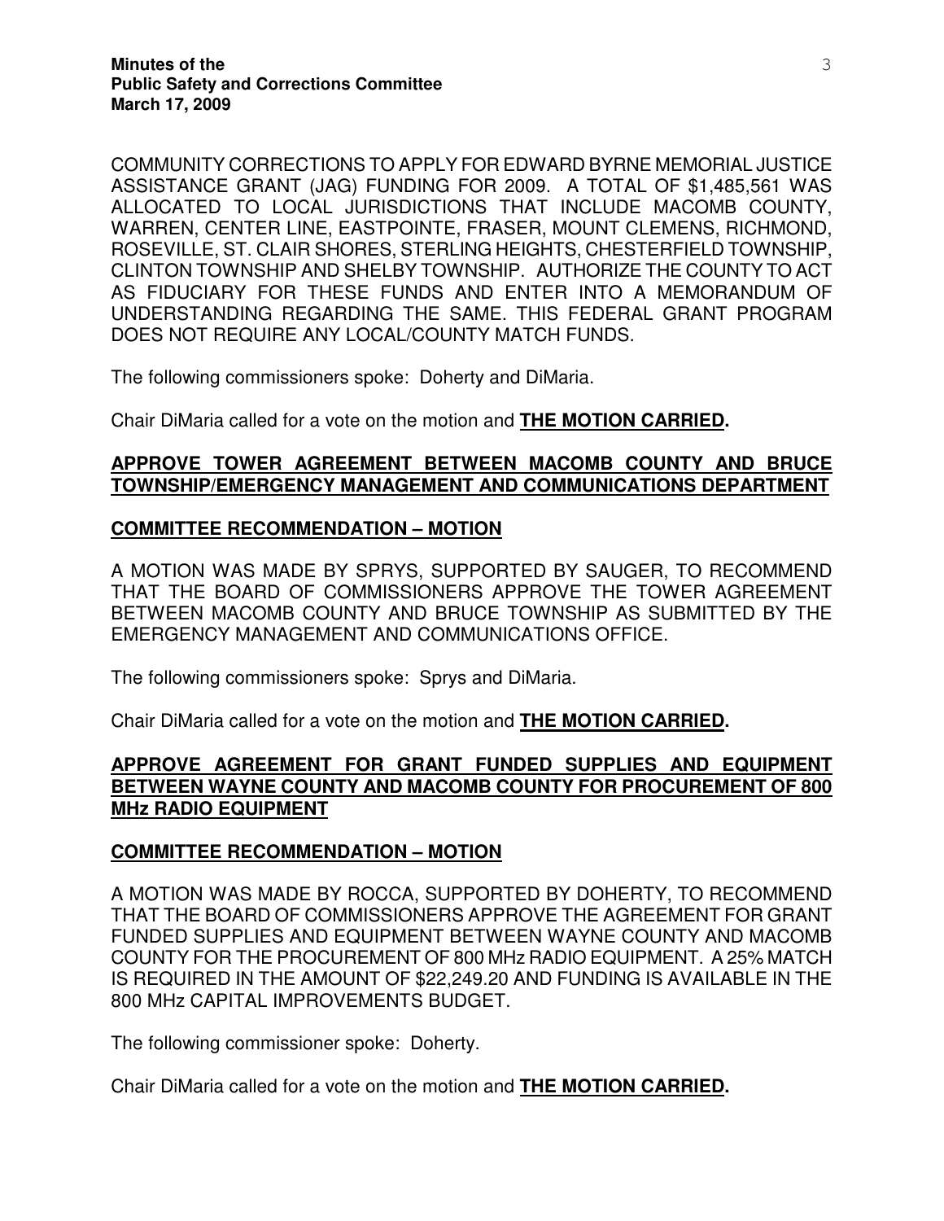COMMUNITY CORRECTIONS TO APPLY FOR EDWARD BYRNE MEMORIAL JUSTICE ASSISTANCE GRANT (JAG) FUNDING FOR 2009. A TOTAL OF $1,485,561 WAS ALLOCATED TO LOCAL JURISDICTIONS THAT INCLUDE MACOMB COUNTY, WARREN, CENTER LINE, EASTPOINTE, FRASER, MOUNT CLEMENS, RICHMOND, ROSEVILLE, ST. CLAIR SHORES, STERLING HEIGHTS, CHESTERFIELD TOWNSHIP, CLINTON TOWNSHIP AND SHELBY TOWNSHIP. AUTHORIZE THE COUNTY TO ACT AS FIDUCIARY FOR THESE FUNDS AND ENTER INTO A MEMORANDUM OF UNDERSTANDING REGARDING THE SAME. THIS FEDERAL GRANT PROGRAM DOES NOT REQUIRE ANY LOCAL/COUNTY MATCH FUNDS.

The following commissioners spoke: Doherty and DiMaria.

Chair DiMaria called for a vote on the motion and **THE MOTION CARRIED.**

## APPROVE TOWER AGREEMENT BETWEEN MACOMB COUNTY AND BRUCE TOWNSHIP/EMERGENCY MANAGEMENT AND COMMUNICATIONS DEPARTMENT

### COMMITTEE RECOMMENDATION – MOTION

A MOTION WAS MADE BY SPRYS, SUPPORTED BY SAUGER, TO RECOMMEND THAT THE BOARD OF COMMISSIONERS APPROVE THE TOWER AGREEMENT BETWEEN MACOMB COUNTY AND BRUCE TOWNSHIP AS SUBMITTED BY THE EMERGENCY MANAGEMENT AND COMMUNICATIONS OFFICE.

The following commissioners spoke: Sprys and DiMaria.

Chair DiMaria called for a vote on the motion and **THE MOTION CARRIED.**

## APPROVE AGREEMENT FOR GRANT FUNDED SUPPLIES AND EQUIPMENT BETWEEN WAYNE COUNTY AND MACOMB COUNTY FOR PROCUREMENT OF 800 MHz RADIO EQUIPMENT

### COMMITTEE RECOMMENDATION – MOTION

A MOTION WAS MADE BY ROCCA, SUPPORTED BY DOHERTY, TO RECOMMEND THAT THE BOARD OF COMMISSIONERS APPROVE THE AGREEMENT FOR GRANT FUNDED SUPPLIES AND EQUIPMENT BETWEEN WAYNE COUNTY AND MACOMB COUNTY FOR THE PROCUREMENT OF 800 MHz RADIO EQUIPMENT. A 25% MATCH IS REQUIRED IN THE AMOUNT OF $22,249.20 AND FUNDING IS AVAILABLE IN THE 800 MHz CAPITAL IMPROVEMENTS BUDGET.

The following commissioner spoke: Doherty.

Chair DiMaria called for a vote on the motion and **THE MOTION CARRIED.**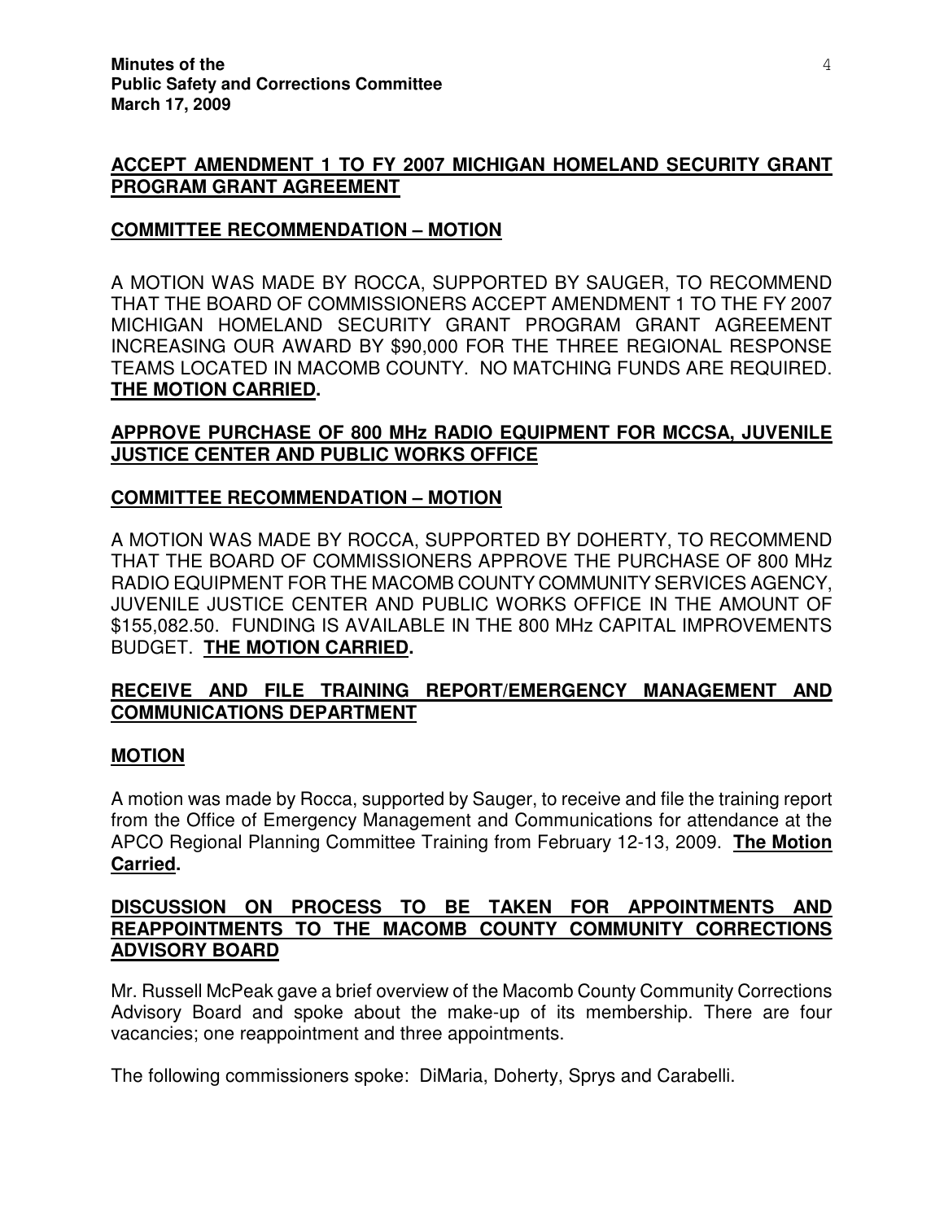**ACCEPT AMENDMENT 1 TO FY 2007 MICHIGAN HOMELAND SECURITY GRANT PROGRAM GRANT AGREEMENT**

**COMMITTEE RECOMMENDATION – MOTION**

A MOTION WAS MADE BY ROCCA, SUPPORTED BY SAUGER, TO RECOMMEND THAT THE BOARD OF COMMISSIONERS ACCEPT AMENDMENT 1 TO THE FY 2007 MICHIGAN HOMELAND SECURITY GRANT PROGRAM GRANT AGREEMENT INCREASING OUR AWARD BY $90,000 FOR THE THREE REGIONAL RESPONSE TEAMS LOCATED IN MACOMB COUNTY. NO MATCHING FUNDS ARE REQUIRED. **THE MOTION CARRIED.**

**APPROVE PURCHASE OF 800 MHz RADIO EQUIPMENT FOR MCCSA, JUVENILE JUSTICE CENTER AND PUBLIC WORKS OFFICE**

**COMMITTEE RECOMMENDATION – MOTION**

A MOTION WAS MADE BY ROCCA, SUPPORTED BY DOHERTY, TO RECOMMEND THAT THE BOARD OF COMMISSIONERS APPROVE THE PURCHASE OF 800 MHz RADIO EQUIPMENT FOR THE MACOMB COUNTY COMMUNITY SERVICES AGENCY, JUVENILE JUSTICE CENTER AND PUBLIC WORKS OFFICE IN THE AMOUNT OF $155,082.50. FUNDING IS AVAILABLE IN THE 800 MHz CAPITAL IMPROVEMENTS BUDGET. **THE MOTION CARRIED.**

**RECEIVE AND FILE TRAINING REPORT/EMERGENCY MANAGEMENT AND COMMUNICATIONS DEPARTMENT**

**MOTION**

A motion was made by Rocca, supported by Sauger, to receive and file the training report from the Office of Emergency Management and Communications for attendance at the APCO Regional Planning Committee Training from February 12-13, 2009. **The Motion Carried.**

**DISCUSSION ON PROCESS TO BE TAKEN FOR APPOINTMENTS AND REAPPOINTMENTS TO THE MACOMB COUNTY COMMUNITY CORRECTIONS ADVISORY BOARD**

Mr. Russell McPeak gave a brief overview of the Macomb County Community Corrections Advisory Board and spoke about the make-up of its membership. There are four vacancies; one reappointment and three appointments.

The following commissioners spoke: DiMaria, Doherty, Sprys and Carabelli.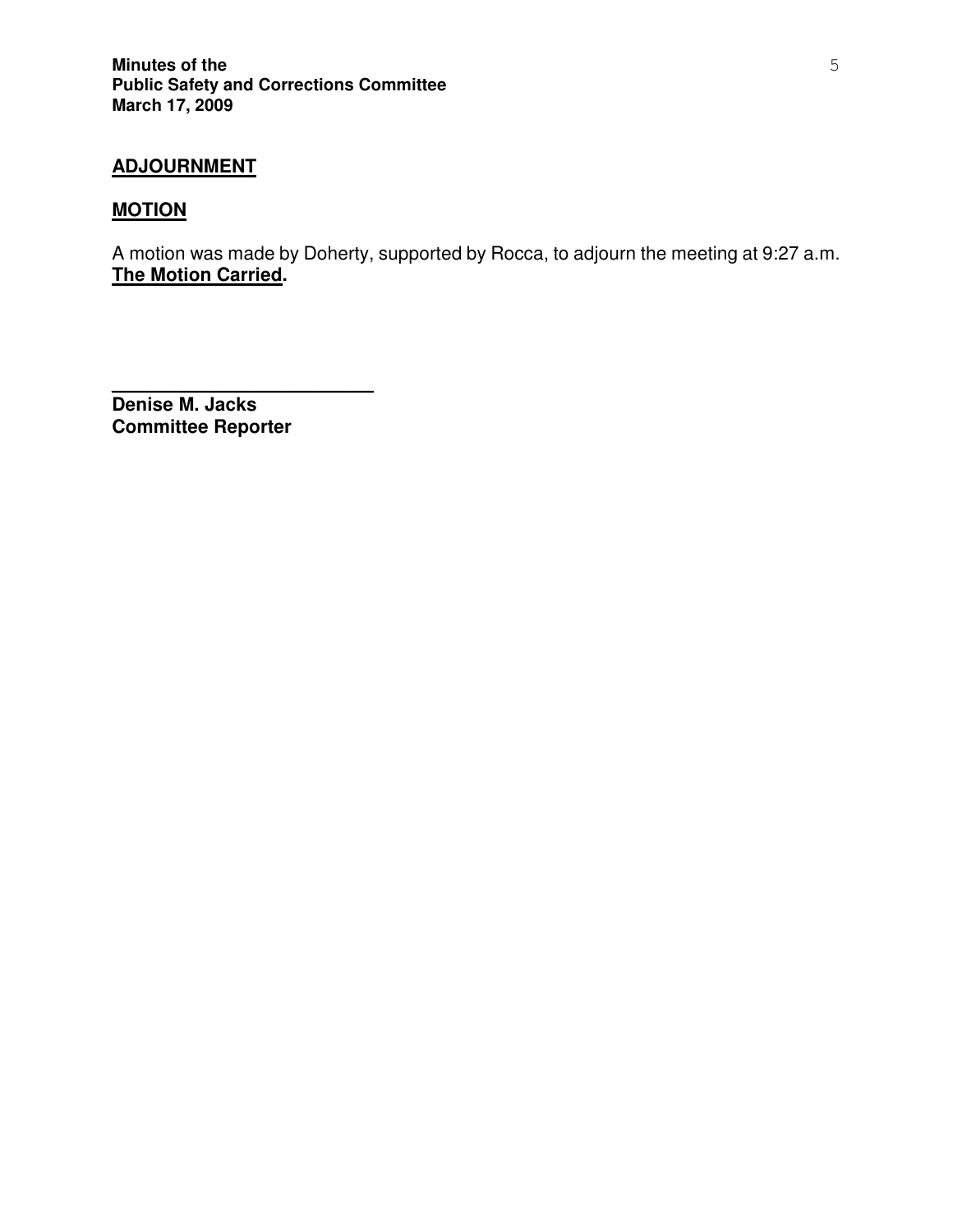**ADJOURNMENT**

**MOTION**

A motion was made by Doherty, supported by Rocca, to adjourn the meeting at 9:27 a.m. **The Motion Carried.**

\_\_\_\_\_\_\_\_\_\_\_\_\_\_\_\_\_\_\_\_\_\_\_\_\_\_

**Denise M. Jacks**
**Committee Reporter**